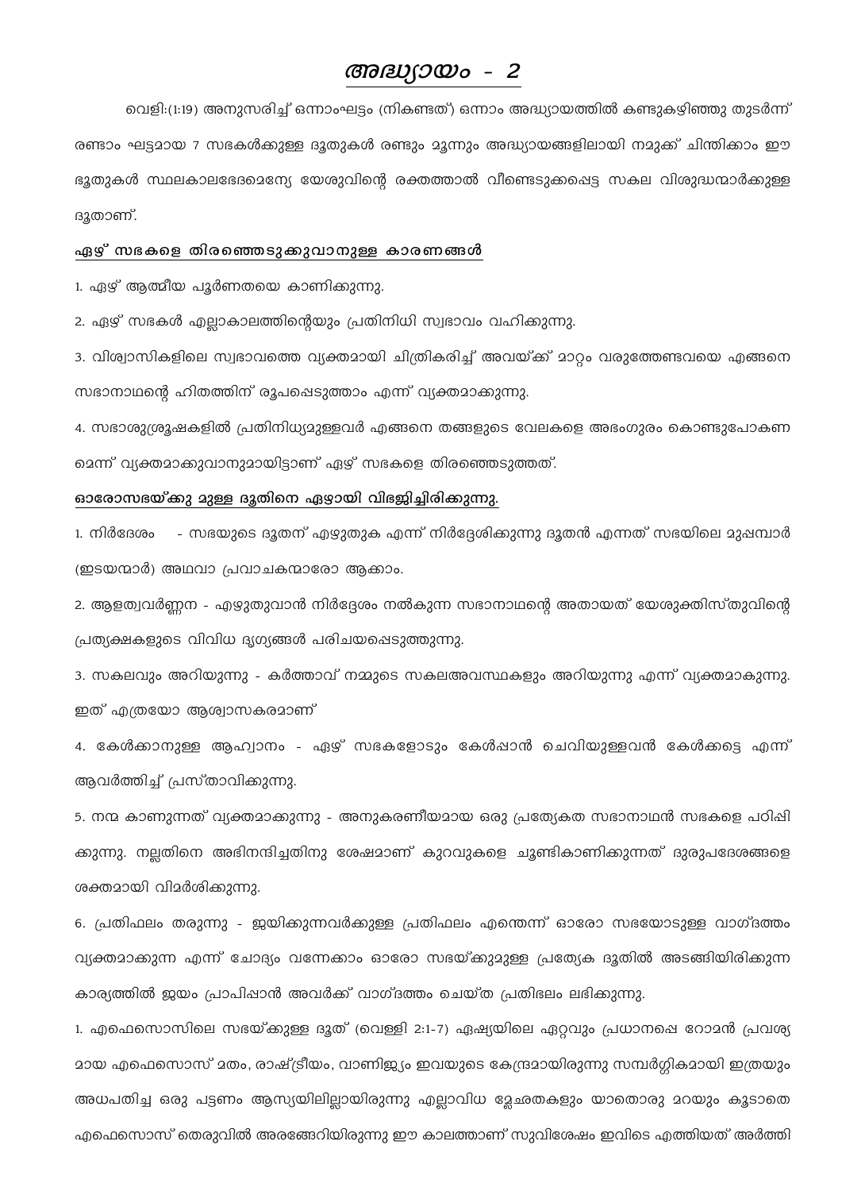# *അദ്ധ്യായം - 2*

വെളി:(1:19) അനുസരിച്ച് ഒന്നാംഘട്ടം (നികണ്ടത്) ഒന്നാം അദ്ധ്യായത്തിൽ കണ്ടുകഴിഞ്ഞു തുടർന്ന് രണ്ടാം ഘട്ടമായ 7 സഭകൾക്കുള്ള ദൂതുകൾ രണ്ടും മൂന്നും അദ്ധ്യായങ്ങളിലായി നമുക്ക് ചിന്തിക്കാം ഈ ദൂതുകൾ സ്ഥലകാലഭേദമെന്യേ യേശുവിന്റെ രക്തത്താൽ വീണ്ടെടുക്കപ്പെട്ട സകല വിശുദ്ധന്മാർക്കുള്ള ദൂതാണ്.

## ഏഴ് സഭകളെ തിരഞ്ഞെടുക്കുവാനുള്ള കാരണങ്ങൾ

1. ഏഴ് ആത്മീയ പൂർണതയെ കാണിക്കുന്നു.

2. ഏഴ് സഭകൾ എല്ലാകാലത്തിന്റെയും പ്രതിനിധി സ്വഭാവം വഹിക്കുന്നു.

3. വിശ്വാസികളിലെ സ്വഭാവത്തെ വ്യക്തമായി ചിത്രീകരിച്ച് അവയ്ക്ക് മാറ്റം വരുത്തേണ്ടവയെ എങ്ങനെ സഭാനാഥന്റെ ഹിതത്തിന് രൂപപ്പെടുത്താം എന്ന് വ്യക്തമാക്കുന്നു.

4. സഭാശുശ്രൂഷകളിൽ പ്രതിനിധ്യമുള്ളവർ എങ്ങനെ തങ്ങളുടെ വേലകളെ അഭംഗുരം കൊണ്ടുപോകണമെന്ന് വ്യക്തമാക്കുവാനുമായിട്ടാണ് ഏഴ് സഭകളെ തിരഞ്ഞെടുത്തത്.

## ഓരോസഭയ്ക്കു മുള്ള ദൂതിനെ ഏഴായി വിഭജിച്ചിരിക്കുന്നു.

1. നിർദേശം - സഭയുടെ ദൂതന് എഴുതുക എന്ന് നിർദ്ദേശിക്കുന്നു ദൂതൻ എന്നത് സഭയിലെ മൂപ്പന്മാർ (ഇടയന്മാർ) അഥവാ പ്രവാചകന്മാരോ ആകാം.

2. ആളത്വവർണ്ണന - എഴുതുവാൻ നിർദ്ദേശം നൽകുന്ന സഭാനാഥന്റെ അതായത് യേശുക്രിസ്തുവിന്റെ പ്രത്യക്ഷകളുടെ വിവിധ ദൃശ്യങ്ങൾ പരിചയപ്പെടുത്തുന്നു.

3. സകലവും അറിയുന്നു - കർത്താവ് നമ്മുടെ സകലഅവസ്ഥകളും അറിയുന്നു എന്ന് വ്യക്തമാകുന്നു. ഇത് എത്രയോ ആശ്വാസകരമാണ്

4. കേൾക്കാനുള്ള ആഹ്വാനം - ഏഴ് സഭകളോടും കേൾപ്പാൻ ചെവിയുള്ളവൻ കേൾക്കട്ടെ എന്ന് ആവർത്തിച്ച് പ്രസ്താവിക്കുന്നു.

5. നന്മ കാണുന്നത് വ്യക്തമാക്കുന്നു - അനുകരണീയമായ ഒരു പ്രത്യേകത സഭാനാഥൻ സഭകളെ പഠിപ്പിക്കുന്നു. നല്ലതിനെ അഭിനന്ദിച്ചതിനു ശേഷമാണ് കുറവുകളെ ചൂണ്ടികാണിക്കുന്നത് ദുരുപദേശങ്ങളെ ശക്തമായി വിമർശിക്കുന്നു.

6. പ്രതിഫലം തരുന്നു - ജയിക്കുന്നവർക്കുള്ള പ്രതിഫലം എന്തെന്ന് ഓരോ സഭയോടുള്ള വാഗ്ദത്തം വ്യക്തമാക്കുന്ന എന്ന് ചോദ്യം വന്നേക്കാം ഓരോ സഭയ്ക്കുമുള്ള പ്രത്യേക ദൂതിൽ അടങ്ങിയിരിക്കുന്ന കാര്യത്തിൽ ജയം പ്രാപിപ്പാൻ അവർക്ക് വാഗ്ദത്തം ചെയ്ത പ്രതിഭലം ലഭിക്കുന്നു.

1. എഫെസൊസിലെ സഭയ്ക്കുള്ള ദൂത് (വെളി 2:1-7) ഏഷ്യയിലെ ഏറ്റവും പ്രധാനപ്പെ റോമൻ പ്രവശ്യമായ എഫെസൊസ് മതം, രാഷ്ട്രീയം, വാണിജ്യം ഇവയുടെ കേന്ദ്രമായിരുന്നു സന്മർഗ്ഗികമായി ഇത്രയും അധപതിച്ച ഒരു പട്ടണം ആസ്യയിലില്ലായിരുന്നു എല്ലാവിധ മ്ലേച്ഛതകളും യാതൊരു മറയും കൂടാതെ എഫെസൊസ് തെരുവിൽ അരങ്ങേറിയിരുന്നു ഈ കാലത്താണ് സുവിശേഷം ഇവിടെ എത്തിയത് അർത്തി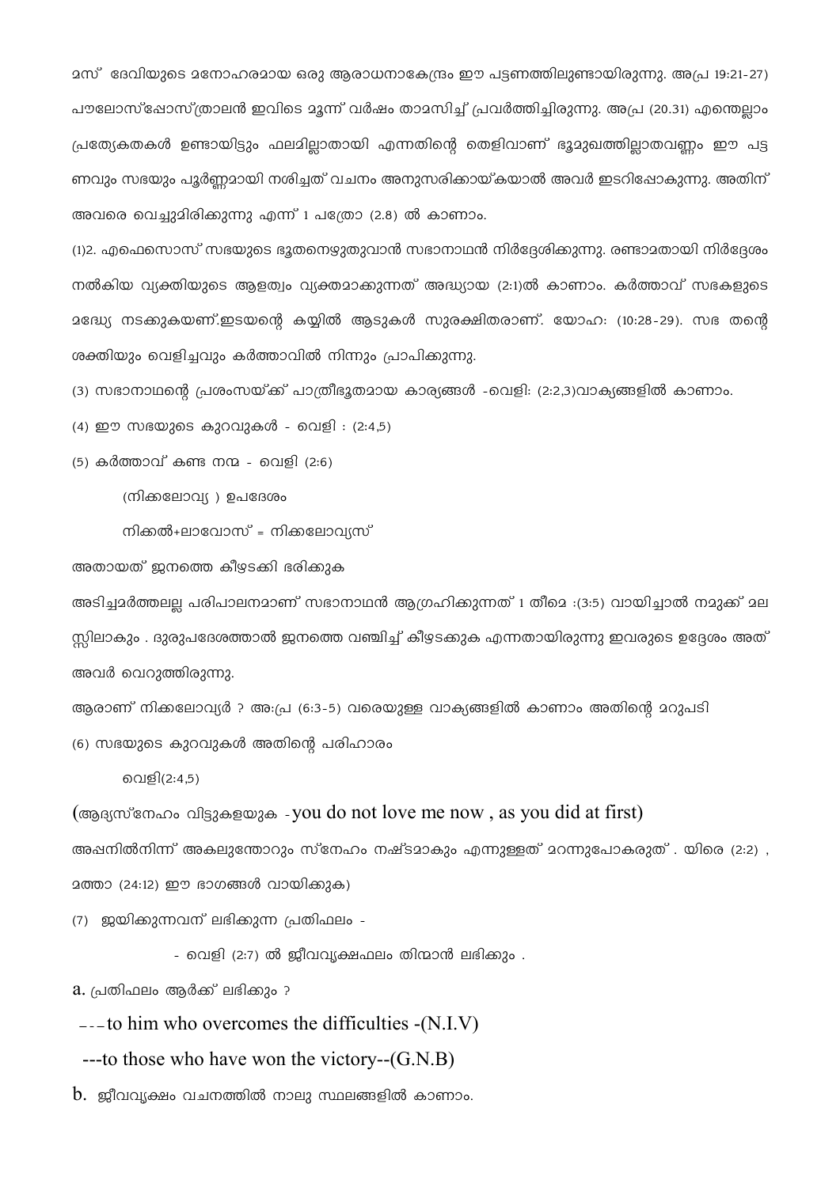മസ് ദേവിയുടെ മനോഹരമായ ഒരു ആരാധനാകേന്ദ്രം ഈ പട്ടണത്തിലുണ്ടായിരുന്നു. അപ്ര 19:21-27) പൗലോസ്ഷോസ്ത്രാലൻ ഇവിടെ മൂന്ന് വർഷം താമസിച്ച് പ്രവർത്തിച്ചിരുന്നു. അപ്ര (20.31) എന്തെല്ലാം പ്രത്യേകതകൾ ഉണ്ടായിട്ടും ഫലമില്ലാതായി എന്നതിന്റെ തെളിവാണ് ഭൂമുഖത്തില്ലാതവണ്ണം ഈ പട്ടണവും സഭയും പൂർണ്ണമായി നശിച്ചത് വചനം അനുസരിക്കായ്കയാൽ അവർ ഇടറിഷോകുന്നു. അതിന് അവരെ വെച്ചുമിരിക്കുന്നു എന്ന് 1 പത്രോ (2.8) ൽ കാണാം.

(1)2. എഫെസൊസ് സഭയുടെ ദൂതനെഴുതുവാൻ സഭാനാഥൻ നിർദ്ദേശിക്കുന്നു. രണ്ടാമതായി നിർദ്ദേശം നൽകിയ വ്യക്തിയുടെ ആളത്വം വ്യക്തമാക്കുന്നത് അദ്ധ്യായ (2:1)ൽ കാണാം. കർത്താവ് സഭകളുടെ മദ്ധ്യേ നടക്കുകയണ്.ഇടയന്റെ കയ്യിൽ ആടുകൾ സുരക്ഷിതരാണ്. യോഹ: (10:28-29). സഭ തന്റെ ശക്തിയും വെളിച്ചവും കർത്താവിൽ നിന്നും പ്രാപിക്കുന്നു.

(3) സഭാനാഥന്റെ പ്രശംസയ്ക്ക് പാത്രീഭൂതമായ കാര്യങ്ങൾ -വെളി: (2:2,3)വാക്യങ്ങളിൽ കാണാം.

(4) ഈ സഭയുടെ കുറവുകൾ - വെളി : (2:4,5)

(5) കർത്താവ് കണ്ട നന്മ - വെളി (2:6)

(നിക്കലോവ്യ ) ഉപദേശം

നിക്കൽ+ലാവോസ് = നിക്കലോവ്യസ്

അതായത് ജനത്തെ കീഴടക്കി ഭരിക്കുക

അടിച്ചമർത്തലല്ല പരിപാലനമാണ് സഭാനാഥൻ ആഗ്രഹിക്കുന്നത് 1 തിമൊ :(3:5) വായിച്ചാൽ നമുക്ക് മനസ്സിലാകും . ദുരുപദേശത്താൽ ജനത്തെ വഞ്ചിച്ച് കീഴടക്കുക എന്നതായിരുന്നു ഇവരുടെ ഉദ്ദേശം അത് അവർ വെറുത്തിരുന്നു.

ആരാണ് നിക്കലോവ്യർ ? അ:പ്ര (6:3-5) വരെയുള്ള വാക്യങ്ങളിൽ കാണാം അതിന്റെ മറുപടി

(6) സഭയുടെ കുറവുകൾ അതിന്റെ പരിഹാരം

വെളി(2:4,5)

(ആദ്യസ്നേഹം വിട്ടുകളയുക -you do not love me now , as you did at first)

അപ്പനിൽനിന്ന് അകലുന്തോറും സ്നേഹം നഷ്ടമാകും എന്നുള്ളത് മറന്നുപോകരുത് . യിരെ (2:2) , മത്താ (24:12) ഈ ഭാഗങ്ങൾ വായിക്കുക)

(7) ജയിക്കുന്നവന് ലഭിക്കുന്ന പ്രതിഫലം -

- വെളി (2:7) ൽ ജീവവൃക്ഷഫലം തിന്മാൻ ലഭിക്കും .

a. പ്രതിഫലം ആർക്ക് ലഭിക്കും ?

---to him who overcomes the difficulties -(N.I.V)

---to those who have won the victory--(G.N.B)

b. ജീവവൃക്ഷം വചനത്തിൽ നാലു സ്ഥലങ്ങളിൽ കാണാം.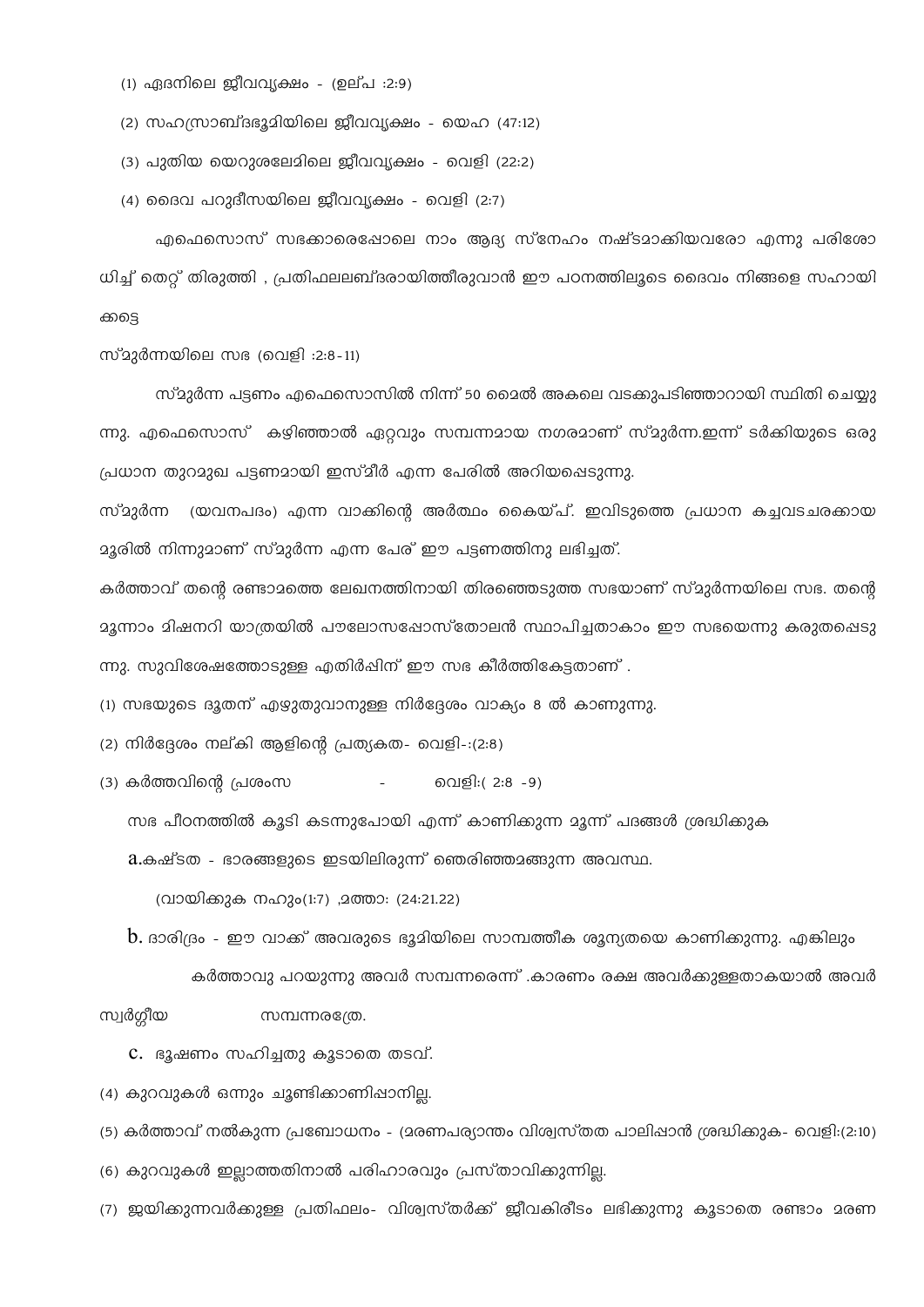(1) ഏദനിലെ ജീവവൃക്ഷം - (ഉല്പ :2:9)

(2) സഹസ്രാബ്ദഭൂമിയിലെ ജീവവൃക്ഷം - യെഹ (47:12)

(3) പുതിയ യെറുശലേമിലെ ജീവവൃക്ഷം - വെളി (22:2)

(4) ദൈവ പറുദീസയിലെ ജീവവൃക്ഷം - വെളി (2:7)

എഫെസൊസ് സഭക്കാരെപ്പോലെ നാം ആദ്യ സ്നേഹം നഷ്ടമാക്കിയവരോ എന്നു പരിശോധിച്ച് തെറ്റ് തിരുത്തി , പ്രതിഫലലബ്ദരായിത്തീരുവാൻ ഈ പഠനത്തിലൂടെ ദൈവം നിങ്ങളെ സഹായിക്കട്ടെ

സ്മുർന്നയിലെ സഭ (വെളി :2:8-11)

സ്മുർന്ന പട്ടണം എഫെസൊസിൽ നിന്ന് 50 മൈൽ അകലെ വടക്കുപടിഞ്ഞാറായി സ്ഥിതി ചെയ്യുന്നു. എഫെസൊസ് കഴിഞ്ഞാൽ ഏറ്റവും സമ്പന്നമായ നഗരമാണ് സ്മുർന്ന.ഇന്ന് ടർക്കിയുടെ ഒരു പ്രധാന തുറമുഖ പട്ടണമായി ഇസ്മീർ എന്ന പേരിൽ അറിയപ്പെടുന്നു.

സ്മുർന്ന (യവനപദം) എന്ന വാക്കിന്റെ അർത്ഥം കൈയ്പ്. ഇവിടുത്തെ പ്രധാന കച്ചവടചരക്കായ മൂരിൽ നിന്നുമാണ് സ്മുർന്ന എന്ന പേര് ഈ പട്ടണത്തിനു ലഭിച്ചത്.

കർത്താവ് തന്റെ രണ്ടാമത്തെ ലേഖനത്തിനായി തിരഞ്ഞെടുത്ത സഭയാണ് സ്മുർന്നയിലെ സഭ. തന്റെ മൂന്നാം മിഷനറി യാത്രയിൽ പൗലോസപ്പോസ്തോലൻ സ്ഥാപിച്ചതാകാം ഈ സഭയെന്നു കരുതപ്പെടുന്നു. സുവിശേഷത്തോടുള്ള എതിർപ്പിന് ഈ സഭ കീർത്തികേട്ടതാണ് .

(1) സഭയുടെ ദൂതന് എഴുതുവാനുള്ള നിർദ്ദേശം വാക്യം 8 ൽ കാണുന്നു.

(2) നിർദ്ദേശം നല്കി ആളിന്റെ പ്രത്യകത- വെളി-:(2:8)

(3) കർത്തവിന്റെ പ്രശംസ - വെളി:( 2:8 -9)

സഭ പീഠനത്തിൽ കൂടി കടന്നുപോയി എന്ന് കാണിക്കുന്ന മൂന്ന് പദങ്ങൾ ശ്രദ്ധിക്കുക

a.കഷ്ടത - ഭാരങ്ങളുടെ ഇടയിലിരുന്ന് ഞെരിഞ്ഞമങ്ങുന്ന അവസ്ഥ.

(വായിക്കുക നഹും(1:7) ,മത്താ: (24:21.22)

b. ദാരിദ്രം - ഈ വാക്ക് അവരുടെ ഭൂമിയിലെ സാമ്പത്തീക ശൂന്യതയെ കാണിക്കുന്നു. എങ്കിലും കർത്താവു പറയുന്നു അവർ സമ്പന്നരെന്ന് .കാരണം രക്ഷ അവർക്കുള്ളതാകയാൽ അവർ സ്വർഗ്ഗീയ സമ്പന്നരത്രേ.

c. ദൂഷണം സഹിച്ചതു കൂടാതെ തടവ്.

(4) കുറവുകൾ ഒന്നും ചൂണ്ടിക്കാണിപ്പാനില്ല.

(5) കർത്താവ് നൽകുന്ന പ്രബോധനം - (മരണപര്യാന്തം വിശ്വസ്തത പാലിപ്പാൻ ശ്രദ്ധിക്കുക- വെളി:(2:10)

(6) കുറവുകൾ ഇല്ലാത്തതിനാൽ പരിഹാരവും പ്രസ്താവിക്കുന്നില്ല.

(7) ജയിക്കുന്നവർക്കുള്ള പ്രതിഫലം- വിശ്വസ്തർക്ക് ജീവകിരീടം ലഭിക്കുന്നു കൂടാതെ രണ്ടാം മരണ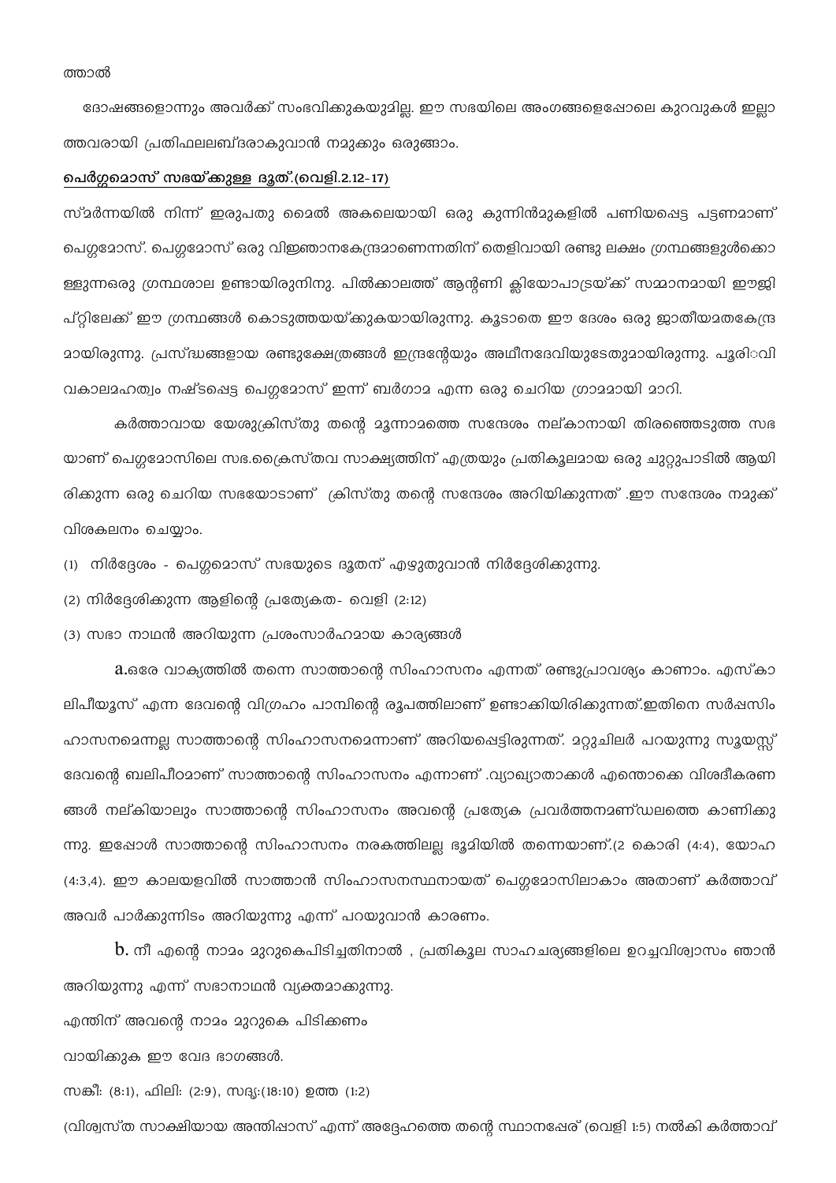ത്താൽ

ദോഷങ്ങളൊന്നും അവർക്ക് സംഭവിക്കുകയുമില്ല. ഈ സഭയിലെ അംഗങ്ങളെപ്പോലെ കുറവുകൾ ഇല്ലാത്തവരായി പ്രതിഫലലബ്ദരാകുവാൻ നമുക്കും ഒരുങ്ങാം.

**പെർഗ്ഗമൊസ് സഭയ്ക്കുള്ള ദൂത്.(വെളി.2.12-17)**

സ്മർന്നയിൽ നിന്ന് ഇരുപതു മൈൽ അകലെയായി ഒരു കുന്നിൻമുകളിൽ പണിയപ്പെട്ട പട്ടണമാണ് പെഗ്ഗമോസ്. പെഗ്ഗമോസ് ഒരു വിജ്ഞാനകേന്ദ്രമാണെന്നതിന് തെളിവായി രണ്ടു ലക്ഷം ഗ്രന്ഥങ്ങളുൾക്കൊള്ളുന്നഒരു ഗ്രന്ഥശാല ഉണ്ടായിരുന്നിനു. പിൽക്കാലത്ത് ആന്റണി ക്ലിയോപാട്രയ്ക്ക് സമ്മാനമായി ഈജിപ്റ്റിലേക്ക് ഈ ഗ്രന്ഥങ്ങൾ കൊടുത്തയയ്ക്കുകയായിരുന്നു. കൂടാതെ ഈ ദേശം ഒരു ജാതീയമതകേന്ദ്രമായിരുന്നു. പ്രസ്ദ്ധങ്ങളായ രണ്ടുക്ഷേത്രങ്ങൾ ഇന്ദ്രന്റേയും അഥീനദേവിയുടേതുമായിരുന്നു. പൂരിാവി വകാലമഹത്വം നഷ്ടപ്പെട്ട പെഗ്ഗമോസ് ഇന്ന് ബർഗാമ എന്ന ഒരു ചെറിയ ഗ്രാമമായി മാറി.

കർത്താവായ യേശുക്രിസ്തു തന്റെ മൂന്നാമത്തെ സന്ദേശം നല്കാനായി തിരഞ്ഞെടുത്ത സഭയാണ് പെഗ്ഗമോസിലെ സഭ.ക്രൈസ്തവ സാക്ഷ്യത്തിന് എത്രയും പ്രതികൂലമായ ഒരു ചുറ്റുപാടിൽ ആയിരിക്കുന്ന ഒരു ചെറിയ സഭയോടാണ് ക്രിസ്തു തന്റെ സന്ദേശം അറിയിക്കുന്നത് .ഈ സന്ദേശം നമുക്ക് വിശകലനം ചെയ്യാം.

(1) നിർദ്ദേശം - പെഗ്ഗമൊസ് സഭയുടെ ദൂതന് എഴുതുവാൻ നിർദ്ദേശിക്കുന്നു.

(2) നിർദ്ദേശിക്കുന്ന ആളിന്റെ പ്രത്യേകത- വെളി (2:12)

(3) സഭാ നാഥൻ അറിയുന്ന പ്രശംസാർഹമായ കാര്യങ്ങൾ

**a.**ഒരേ വാക്യത്തിൽ തന്നെ സാത്താന്റെ സിംഹാസനം എന്നത് രണ്ടുപ്രാവശ്യം കാണാം. എസ്കാലിപീയൂസ് എന്ന ദേവന്റെ വിഗ്രഹം പാമ്പിന്റെ രൂപത്തിലാണ് ഉണ്ടാക്കിയിരിക്കുന്നത്.ഇതിനെ സർപ്പസിംഹാസനമെന്നല്ല സാത്താന്റെ സിംഹാസനമെന്നാണ് അറിയപ്പെട്ടിരുന്നത്. മറ്റുചിലർ പറയുന്നു സൂയസ്സ് ദേവന്റെ ബലിപീഠമാണ് സാത്താന്റെ സിംഹാസനം എന്നാണ് .വ്യാഖ്യാതാക്കൾ എന്തൊക്കെ വിശദീകരണങ്ങൾ നല്കിയാലും സാത്താന്റെ സിംഹാസനം അവന്റെ പ്രത്യേക പ്രവർത്തനമണ്ഡലത്തെ കാണിക്കുന്നു. ഇപ്പോൾ സാത്താന്റെ സിംഹാസനം നരകത്തിലല്ല ഭൂമിയിൽ തന്നെയാണ്.(2 കൊരി (4:4), യോഹ (4:3,4). ഈ കാലയളവിൽ സാത്താൻ സിംഹാസനസ്ഥനായത് പെഗ്ഗമോസിലാകാം അതാണ് കർത്താവ് അവർ പാർക്കുന്നിടം അറിയുന്നു എന്ന് പറയുവാൻ കാരണം.

**b.** നീ എന്റെ നാമം മുറുകെപിടിച്ചതിനാൽ , പ്രതികൂല സാഹചര്യങ്ങളിലെ ഉറച്ചവിശ്വാസം ഞാൻ അറിയുന്നു എന്ന് സഭാനാഥൻ വ്യക്തമാക്കുന്നു.

എന്തിന് അവന്റെ നാമം മുറുകെ പിടിക്കണം

വായിക്കുക ഈ വേദ ഭാഗങ്ങൾ.

സങ്കീ: (8:1), ഫിലി: (2:9), സദൃ:(18:10) ഉത്ത (1:2)

(വിശ്വസ്ത സാക്ഷിയായ അന്തിപ്പാസ് എന്ന് അദ്ദേഹത്തെ തന്റെ സ്ഥാനപ്പേര് (വെളി 1:5) നൽകി കർത്താവ്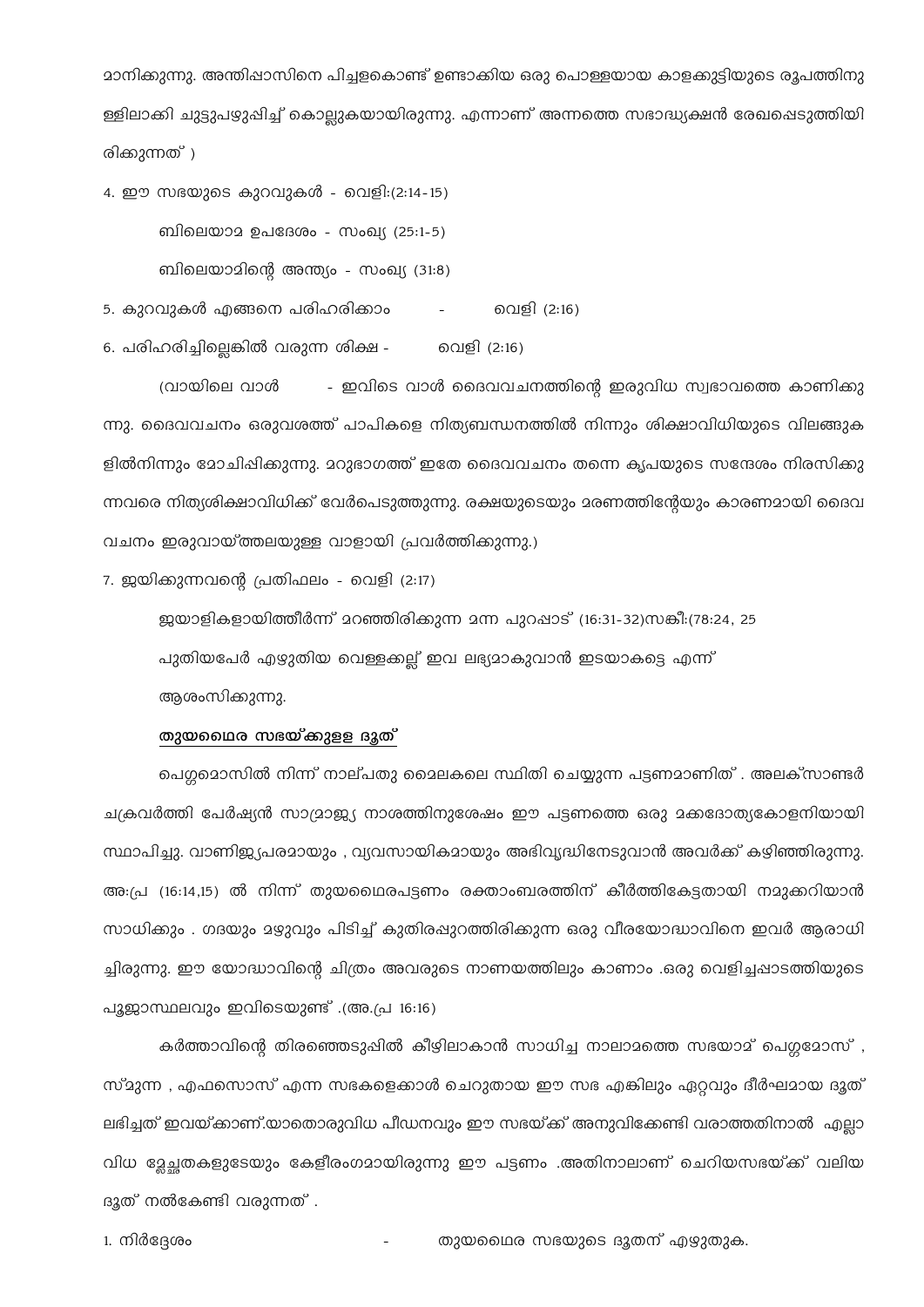മാനിക്കുന്നു. അന്തിപ്പാസിനെ പിച്ചളകൊണ്ട് ഉണ്ടാക്കിയ ഒരു പൊള്ളയായ കാളക്കുട്ടിയുടെ രൂപത്തിനുള്ളിലാക്കി ചുട്ടുപഴുപ്പിച്ച് കൊല്ലുകയായിരുന്നു. എന്നാണ് അന്നത്തെ സഭാദ്ധ്യക്ഷൻ രേഖപ്പെടുത്തിയിരിക്കുന്നത് )

4. ഈ സഭയുടെ കുറവുകൾ - വെളി:(2:14-15)

   ബിലെയാമ ഉപദേശം - സംഖ്യ (25:1-5)

   ബിലെയാമിന്റെ അന്ത്യം - സംഖ്യ (31:8)

5. കുറവുകൾ എങ്ങനെ പരിഹരിക്കാം - വെളി (2:16)

6. പരിഹരിച്ചില്ലെങ്കിൽ വരുന്ന ശിക്ഷ - വെളി (2:16)

   (വായിലെ വാൾ - ഇവിടെ വാൾ ദൈവവചനത്തിന്റെ ഇരുവിധ സ്വഭാവത്തെ കാണിക്കുന്നു. ദൈവവചനം ഒരുവശത്ത് പാപികളെ നിത്യബന്ധനത്തിൽ നിന്നും ശിക്ഷാവിധിയുടെ വിലങ്ങുകളിൽനിന്നും മോചിപ്പിക്കുന്നു. മറുഭാഗത്ത് ഇതേ ദൈവവചനം തന്നെ കൃപയുടെ സന്ദേശം നിരസിക്കുന്നവരെ നിത്യശിക്ഷാവിധിക്ക് വേർപെടുത്തുന്നു. രക്ഷയുടെയും മരണത്തിന്റേയും കാരണമായി ദൈവവചനം ഇരുവായ്ത്തലയുള്ള വാളായി പ്രവർത്തിക്കുന്നു.)

7. ജയിക്കുന്നവന്റെ പ്രതിഫലം - വെളി (2:17)

   ജയാളികളായിത്തീർന്ന് മറഞ്ഞിരിക്കുന്ന മന്ന പുറപ്പാട് (16:31-32)സങ്കീ:(78:24, 25

   പുതിയപേർ എഴുതിയ വെള്ളക്കല്ല് ഇവ ലഭ്യമാകുവാൻ ഇടയാകട്ടെ എന്ന്

   ആശംസിക്കുന്നു.

<u>**തുയഥൈര സഭയ്ക്കുളള ദൂത്**</u>

പെർഗ്ഗമൊസിൽ നിന്ന് നാല്പതു മൈലകലെ സ്ഥിതി ചെയ്യുന്ന പട്ടണമാണിത് . അലക്സാണ്ടർ ചക്രവർത്തി പേർഷ്യൻ സാമ്രാജ്യ നാശത്തിനുശേഷം ഈ പട്ടണത്തെ ഒരു മക്കദോന്യകോളനിയായി സ്ഥാപിച്ചു. വാണിജ്യപരമായും , വ്യവസായികമായും അഭിവൃദ്ധിനേടുവാൻ അവർക്ക് കഴിഞ്ഞിരുന്നു. അ:പ്ര (16:14,15) ൽ നിന്ന് തുയഥൈരപട്ടണം രക്താംബരത്തിന് കീർത്തികേട്ടതായി നമുക്കറിയാൻ സാധിക്കും . ഗദയും മഴുവും പിടിച്ച് കുതിരപ്പുറത്തിരിക്കുന്ന ഒരു വീരയോദ്ധാവിനെ ഇവർ ആരാധിച്ചിരുന്നു. ഈ യോദ്ധാവിന്റെ ചിത്രം അവരുടെ നാണയത്തിലും കാണാം .ഒരു വെളിച്ചപ്പാടത്തിയുടെ പൂജാസ്ഥലവും ഇവിടെയുണ്ട് .(അ.പ്ര 16:16)

കർത്താവിന്റെ തിരഞ്ഞെടുപ്പിൽ കീഴിലാകാൻ സാധിച്ച നാലാമത്തെ സഭയാമ് പെർഗ്ഗമോസ് , സ്മുന്ന , എഫസൊസ് എന്ന സഭകളെക്കാൾ ചെറുതായ ഈ സഭ എങ്കിലും ഏറ്റവും ദീർഘമായ ദൂത് ലഭിച്ചത് ഇവയ്ക്കാണ്.യാതൊരുവിധ പീഡനവും ഈ സഭയ്ക്ക് അനുവിക്കേണ്ടി വരാത്തതിനാൽ എല്ലാവിധ മ്ലേച്ഛതകളുടേയും കേളീരംഗമായിരുന്നു ഈ പട്ടണം .അതിനാലാണ് ചെറിയസഭയ്ക്ക് വലിയ ദൂത് നൽകേണ്ടി വരുന്നത് .

1. നിർദ്ദേശം - തുയഥൈര സഭയുടെ ദൂതന് എഴുതുക.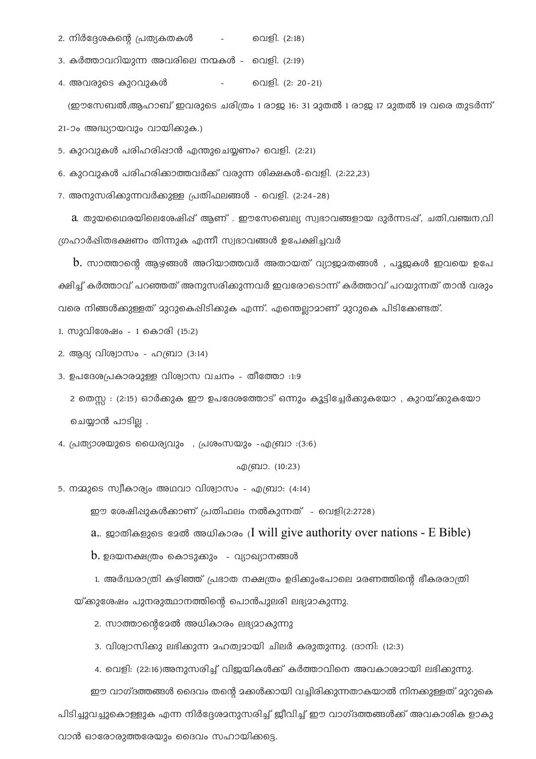2. നിർദ്ദേശകന്റെ പ്രത്യകതകൾ - വെളി. (2:18)

3. കർത്താവറിയുന്ന അവരിലെ നന്മകൾ - വെളി. (2:19)

4. അവരുടെ കുറവുകൾ - വെളി. (2: 20-21)

(ഈസേബൽ,ആഹാബ് ഇവരുടെ ചരിത്രം 1 രാജ 16: 31 മുതൽ 1 രാജ 17 മുതൽ 19 വരെ തുടർന്ന് 21-ാം അദ്ധ്യായവും വായിക്കുക.)

5. കുറവുകൾ പരിഹരിഷാൻ എന്തുചെയ്യണം? വെളി. (2:21)

6. കുറവുകൾ പരിഹരിക്കാത്തവർക്ക് വരുന്ന ശിക്ഷകൾ-വെളി. (2:22,23)

7. അനുസരിക്കുന്നവർക്കുള്ള പ്രതിഫലങ്ങൾ - വെളി. (2:24-28)

a. തുയത്തൈരയിലെശേഷിപ്പ് ആണ് . ഈസേബെല്യ സ്വഭാവങ്ങളായ ദുർന്നടപ്പ്, ചതി,വഞ്ചന,വിഗ്രഹാർപ്പിതഭക്ഷണം തിന്നുക എന്നീ സ്വഭാവങ്ങൾ ഉപേക്ഷിച്ചവർ

b. സാത്താന്റെ ആഴങ്ങൾ അറിയാത്തവർ അതായത് വ്യാജമതങ്ങൾ , പൂജകൾ ഇവയെ ഉപേക്ഷിച്ച് കർത്താവ് പറഞ്ഞത് അനുസരിക്കുന്നവർ ഇവരോടൊന്ന് കർത്താവ് പറയുന്നത് താൻ വരും വരെ നിങ്ങൾക്കുള്ളത് മുറുകെഷിടിക്കുക എന്ന്. എന്തെല്ലാമാണ് മുറുകെ പിടിക്കേണ്ടത്.

1. സുവിശേഷം - 1 കൊരി (15:2)

2. ആദ്യ വിശ്വാസം - ഹബ്രാ (3:14)

3. ഉപദേശപ്രകാരമുള്ള വിശ്വാസ വചനം - തീത്തോ :1:9

2 തെസ്സ : (2:15) ഓർക്കുക ഈ ഉപദേശത്തോട് ഒന്നും കൂട്ടിച്ചേർക്കുകയോ , കുറയ്ക്കുകയോ ചെയ്യാൻ പാടില്ല .

4. പ്രത്യാശയുടെ ധൈര്യവും , പ്രശംസയും -എബ്രാ :(3:6)

എബ്രാ. (10:23)

5. നമ്മുടെ സ്വീകാര്യം അഥവാ വിശ്വാസം - എബ്രാ: (4:14)

ഈ ശേഷിപ്പുകൾക്കാണ് പ്രതിഫലം നൽകുന്നത് - വെളി(2:2728)

a.. ജാതികളുടെ മേൽ അധികാരം (I will give authority over nations - E Bible)

b. ഉദയനക്ഷത്രം കൊടുക്കും - വ്യാഖ്യാനങ്ങൾ

1. അർദ്ധരാത്രി കഴിഞ്ഞ് പ്രഭാത നക്ഷത്രം ഉദിക്കുംപോലെ മരണത്തിന്റെ ഭീകരരാത്രിയ്ക്കുശേഷം പുനരുത്ഥാനത്തിന്റെ പൊൻപുലരി ലഭ്യമാകുന്നു.

2. സാത്താന്റെമേൽ അധികാരം ലഭ്യമാകുന്നു

3. വിശ്വാസിക്കു ലഭിക്കുന്ന മഹത്വമായി ചിലർ കരുതുന്നു. (ദാനി: (12:3)

4. വെളി: (22:16)അനുസരിച്ച് വിജയികൾക്ക് കർത്താവിനെ അവകാശമായി ലഭിക്കുന്നു.

ഈ വാഗ്ദത്തങ്ങൾ ദൈവം തന്റെ മക്കൾക്കായി വച്ചിരിക്കുന്നതാകയാൽ നിനക്കുള്ളത് മുറുകെ പിടിച്ചുവച്ചുകൊള്ളുക എന്ന നിർദ്ദേശമനുസരിച്ച് ജീവിച്ച് ഈ വാഗ്ദത്തങ്ങൾക്ക് അവകാശിക ളാകുവാൻ ഓരോരുത്തരേയും ദൈവം സഹായിക്കട്ടെ.